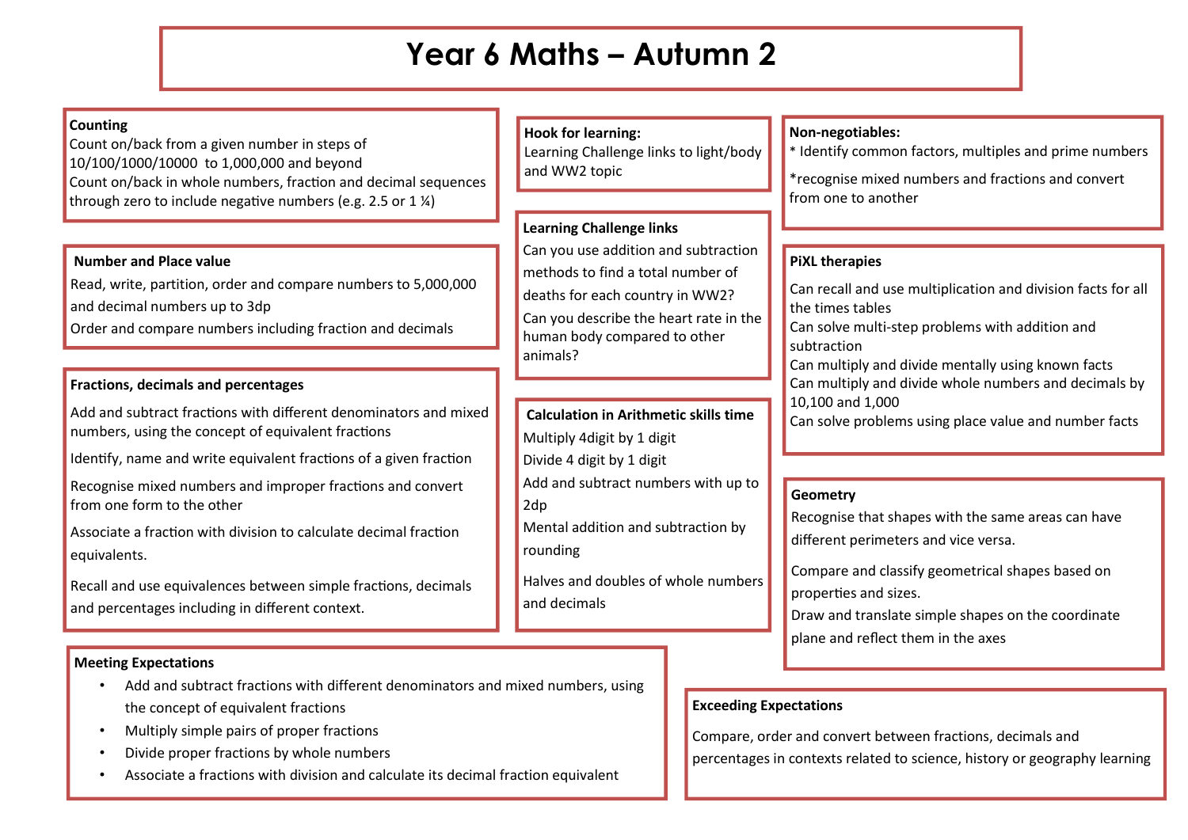# Year 6 Maths – Autumn 2

## Counting

Count on/back from a given number in steps of 10/100/1000/10000 to 1,000,000 and beyond

Count on/back in whole numbers, fraction and decimal sequences through zero to include negative numbers (e.g. 2.5 or 1 ¼)

## Number and Place value

Read, write, partition, order and compare numbers to 5,000,000 and decimal numbers up to 3dp

Order and compare numbers including fraction and decimals

## Fractions, decimals and percentages

Add and subtract fractions with different denominators and mixed numbers, using the concept of equivalent fractions

Identify, name and write equivalent fractions of a given fraction

Recognise mixed numbers and improper fractions and convert from one form to the other

Associate a fraction with division to calculate decimal fraction equivalents.

Recall and use equivalences between simple fractions, decimals and percentages including in different context.

## Hook for learning:

Learning Challenge links to light/body and WW2 topic

## Learning Challenge links

Can you use addition and subtraction methods to find a total number of deaths for each country in WW2?

Can you describe the heart rate in the human body compared to other animals?

## Calculation in Arithmetic skills time

Multiply 4digit by 1 digit

Divide 4 digit by 1 digit

Add and subtract numbers with up to 2dp

Mental addition and subtraction by rounding

Halves and doubles of whole numbers and decimals

## Non-negotiables:

* Identify common factors, multiples and prime numbers

*recognise mixed numbers and fractions and convert from one to another

## PiXL therapies

Can recall and use multiplication and division facts for all the times tables

Can solve multi-step problems with addition and subtraction

Can multiply and divide mentally using known facts

Can multiply and divide whole numbers and decimals by 10,100 and 1,000

Can solve problems using place value and number facts

## Geometry

Recognise that shapes with the same areas can have different perimeters and vice versa.

Compare and classify geometrical shapes based on properties and sizes.

Draw and translate simple shapes on the coordinate plane and reflect them in the axes

## Meeting Expectations

- Add and subtract fractions with different denominators and mixed numbers, using the concept of equivalent fractions
- Multiply simple pairs of proper fractions
- Divide proper fractions by whole numbers
- Associate a fractions with division and calculate its decimal fraction equivalent

## Exceeding Expectations

Compare, order and convert between fractions, decimals and percentages in contexts related to science, history or geography learning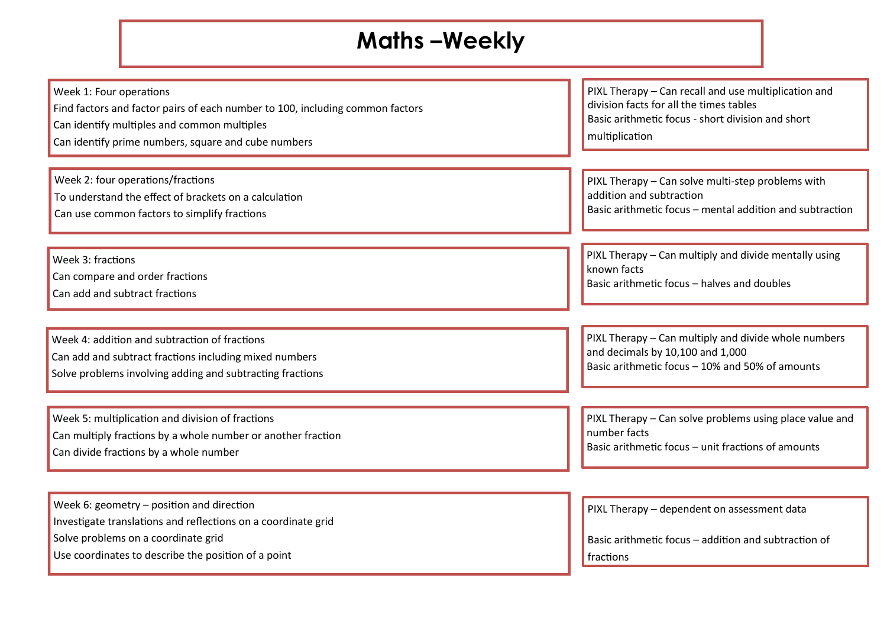# Maths –Weekly

| | |
|---|---|
| Week 1: Four operations<br>Find factors and factor pairs of each number to 100, including common factors<br>Can identify multiples and common multiples<br>Can identify prime numbers, square and cube numbers | PIXL Therapy – Can recall and use multiplication and division facts for all the times tables<br>Basic arithmetic focus - short division and short multiplication |
| Week 2: four operations/fractions<br>To understand the effect of brackets on a calculation<br>Can use common factors to simplify fractions | PIXL Therapy – Can solve multi-step problems with addition and subtraction<br>Basic arithmetic focus – mental addition and subtraction |
| Week 3: fractions<br>Can compare and order fractions<br>Can add and subtract fractions | PIXL Therapy – Can multiply and divide mentally using known facts<br>Basic arithmetic focus – halves and doubles |
| Week 4: addition and subtraction of fractions<br>Can add and subtract fractions including mixed numbers<br>Solve problems involving adding and subtracting fractions | PIXL Therapy – Can multiply and divide whole numbers and decimals by 10,100 and 1,000<br>Basic arithmetic focus – 10% and 50% of amounts |
| Week 5: multiplication and division of fractions<br>Can multiply fractions by a whole number or another fraction<br>Can divide fractions by a whole number | PIXL Therapy – Can solve problems using place value and number facts<br>Basic arithmetic focus – unit fractions of amounts |
| Week 6: geometry – position and direction<br>Investigate translations and reflections on a coordinate grid<br>Solve problems on a coordinate grid<br>Use coordinates to describe the position of a point | PIXL Therapy – dependent on assessment data<br><br>Basic arithmetic focus – addition and subtraction of fractions |